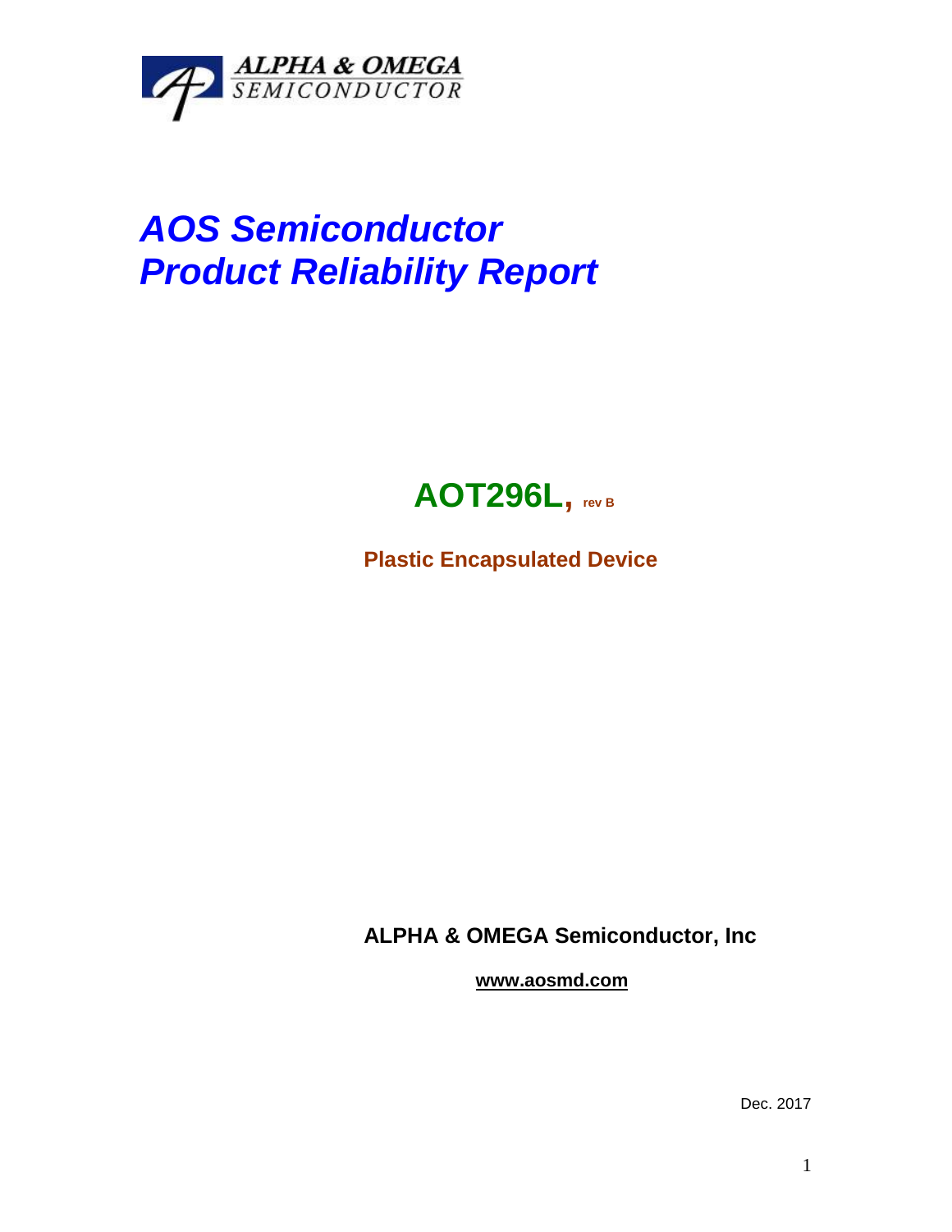ALPHA & OMEGA
SEMICONDUCTOR

# *AOS Semiconductor*
# *Product Reliability Report*

## AOT296L, rev B

**Plastic Encapsulated Device**

**ALPHA & OMEGA Semiconductor, Inc**

**www.aosmd.com**

Dec. 2017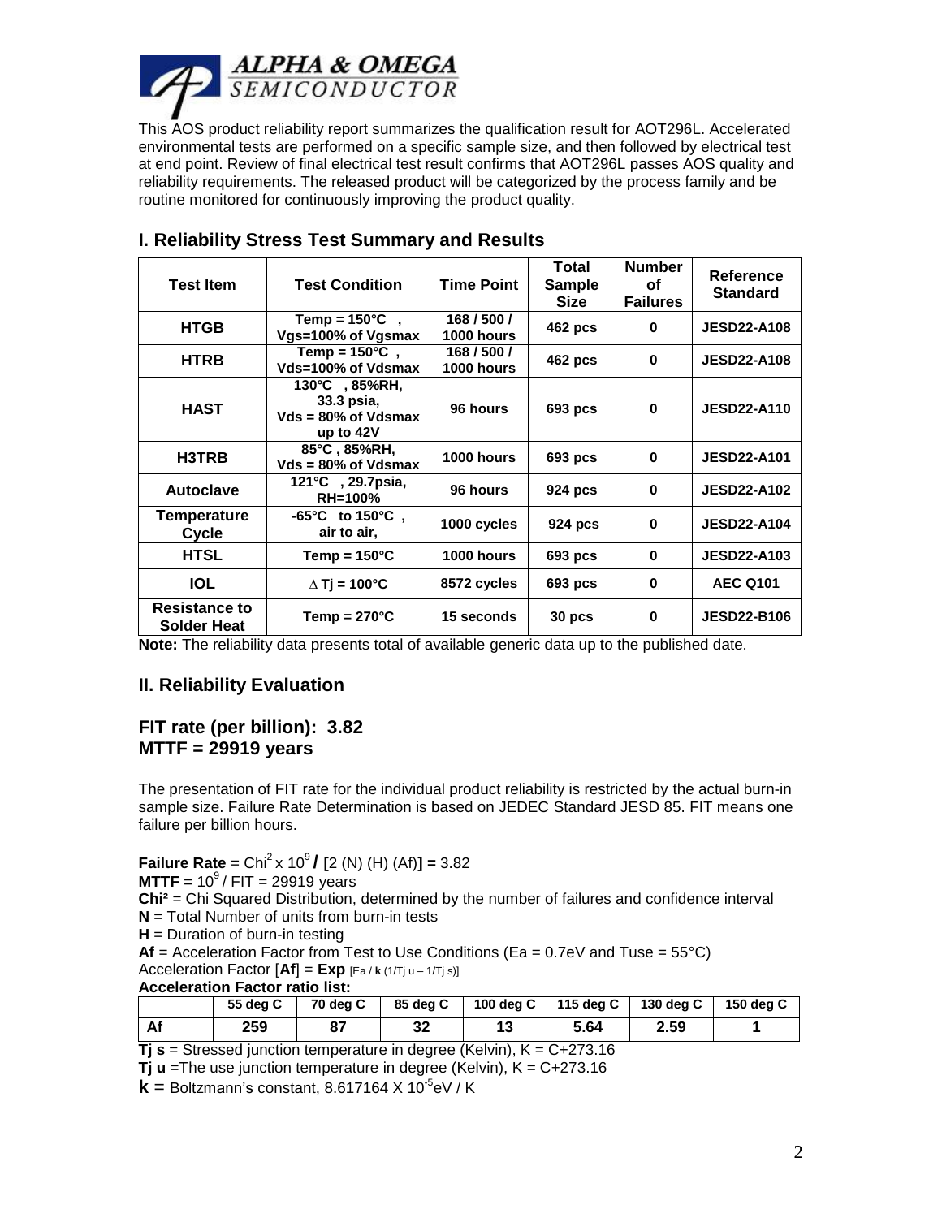ALPHA & OMEGA SEMICONDUCTOR

This AOS product reliability report summarizes the qualification result for AOT296L. Accelerated environmental tests are performed on a specific sample size, and then followed by electrical test at end point. Review of final electrical test result confirms that AOT296L passes AOS quality and reliability requirements. The released product will be categorized by the process family and be routine monitored for continuously improving the product quality.

## I. Reliability Stress Test Summary and Results

| Test Item | Test Condition | Time Point | Total Sample Size | Number of Failures | Reference Standard |
|---|---|---|---|---|---|
| HTGB | Temp = 150°C , Vgs=100% of Vgsmax | 168 / 500 / 1000 hours | 462 pcs | 0 | JESD22-A108 |
| HTRB | Temp = 150°C , Vds=100% of Vdsmax | 168 / 500 / 1000 hours | 462 pcs | 0 | JESD22-A108 |
| HAST | 130°C , 85%RH, 33.3 psia, Vds = 80% of Vdsmax up to 42V | 96 hours | 693 pcs | 0 | JESD22-A110 |
| H3TRB | 85°C , 85%RH, Vds = 80% of Vdsmax | 1000 hours | 693 pcs | 0 | JESD22-A101 |
| Autoclave | 121°C , 29.7psia, RH=100% | 96 hours | 924 pcs | 0 | JESD22-A102 |
| Temperature Cycle | -65°C to 150°C , air to air, | 1000 cycles | 924 pcs | 0 | JESD22-A104 |
| HTSL | Temp = 150°C | 1000 hours | 693 pcs | 0 | JESD22-A103 |
| IOL | $\Delta$ Tj = 100°C | 8572 cycles | 693 pcs | 0 | AEC Q101 |
| Resistance to Solder Heat | Temp = 270°C | 15 seconds | 30 pcs | 0 | JESD22-B106 |

**Note:** The reliability data presents total of available generic data up to the published date.

## II. Reliability Evaluation

### FIT rate (per billion): 3.82
### MTTF = 29919 years

The presentation of FIT rate for the individual product reliability is restricted by the actual burn-in sample size. Failure Rate Determination is based on JEDEC Standard JESD 85. FIT means one failure per billion hours.

**Failure Rate** = $\text{Chi}^2 \times 10^9$ **/ [**2 (N) (H) (Af)**] =** 3.82

**MTTF =** $10^9$ / FIT = 29919 years

**Chi²** = Chi Squared Distribution, determined by the number of failures and confidence interval

**N** = Total Number of units from burn-in tests

**H** = Duration of burn-in testing

**Af** = Acceleration Factor from Test to Use Conditions (Ea = 0.7eV and Tuse = 55°C)

Acceleration Factor [**Af**] = **Exp** $[Ea / k (1/T_{j\,u} - 1/T_{j\,s})]$

**Acceleration Factor ratio list:**

| | 55 deg C | 70 deg C | 85 deg C | 100 deg C | 115 deg C | 130 deg C | 150 deg C |
|---|---|---|---|---|---|---|---|
| Af | 259 | 87 | 32 | 13 | 5.64 | 2.59 | 1 |

**Tj s** = Stressed junction temperature in degree (Kelvin), K = C+273.16

**Tj u** =The use junction temperature in degree (Kelvin), K = C+273.16

**k** = Boltzmann's constant, 8.617164 X $10^{-5}$eV / K